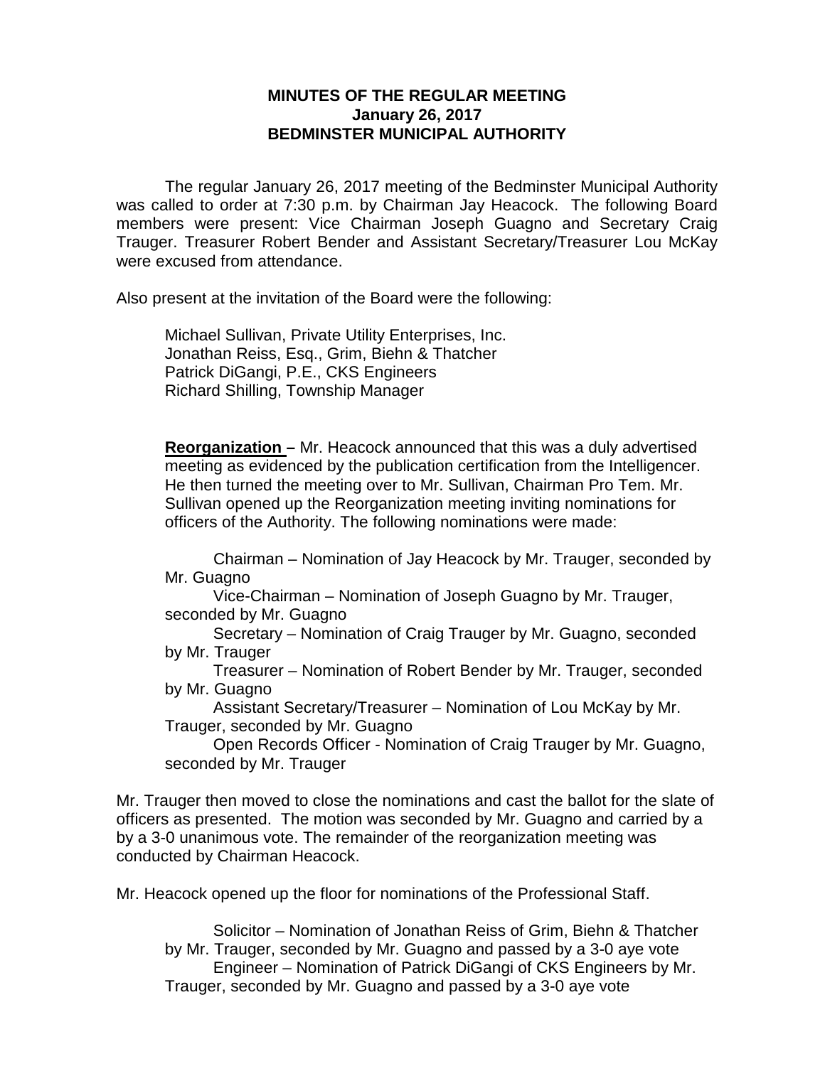**MINUTES OF THE REGULAR MEETING**
**January 26, 2017**
**BEDMINSTER MUNICIPAL AUTHORITY**

The regular January 26, 2017 meeting of the Bedminster Municipal Authority was called to order at 7:30 p.m. by Chairman Jay Heacock. The following Board members were present: Vice Chairman Joseph Guagno and Secretary Craig Trauger. Treasurer Robert Bender and Assistant Secretary/Treasurer Lou McKay were excused from attendance.

Also present at the invitation of the Board were the following:

Michael Sullivan, Private Utility Enterprises, Inc.
Jonathan Reiss, Esq., Grim, Biehn & Thatcher
Patrick DiGangi, P.E., CKS Engineers
Richard Shilling, Township Manager

**Reorganization –** Mr. Heacock announced that this was a duly advertised meeting as evidenced by the publication certification from the Intelligencer. He then turned the meeting over to Mr. Sullivan, Chairman Pro Tem. Mr. Sullivan opened up the Reorganization meeting inviting nominations for officers of the Authority. The following nominations were made:

Chairman – Nomination of Jay Heacock by Mr. Trauger, seconded by Mr. Guagno
Vice-Chairman – Nomination of Joseph Guagno by Mr. Trauger, seconded by Mr. Guagno
Secretary – Nomination of Craig Trauger by Mr. Guagno, seconded by Mr. Trauger
Treasurer – Nomination of Robert Bender by Mr. Trauger, seconded by Mr. Guagno
Assistant Secretary/Treasurer – Nomination of Lou McKay by Mr. Trauger, seconded by Mr. Guagno
Open Records Officer - Nomination of Craig Trauger by Mr. Guagno, seconded by Mr. Trauger

Mr. Trauger then moved to close the nominations and cast the ballot for the slate of officers as presented. The motion was seconded by Mr. Guagno and carried by a by a 3-0 unanimous vote. The remainder of the reorganization meeting was conducted by Chairman Heacock.

Mr. Heacock opened up the floor for nominations of the Professional Staff.

Solicitor – Nomination of Jonathan Reiss of Grim, Biehn & Thatcher by Mr. Trauger, seconded by Mr. Guagno and passed by a 3-0 aye vote
Engineer – Nomination of Patrick DiGangi of CKS Engineers by Mr. Trauger, seconded by Mr. Guagno and passed by a 3-0 aye vote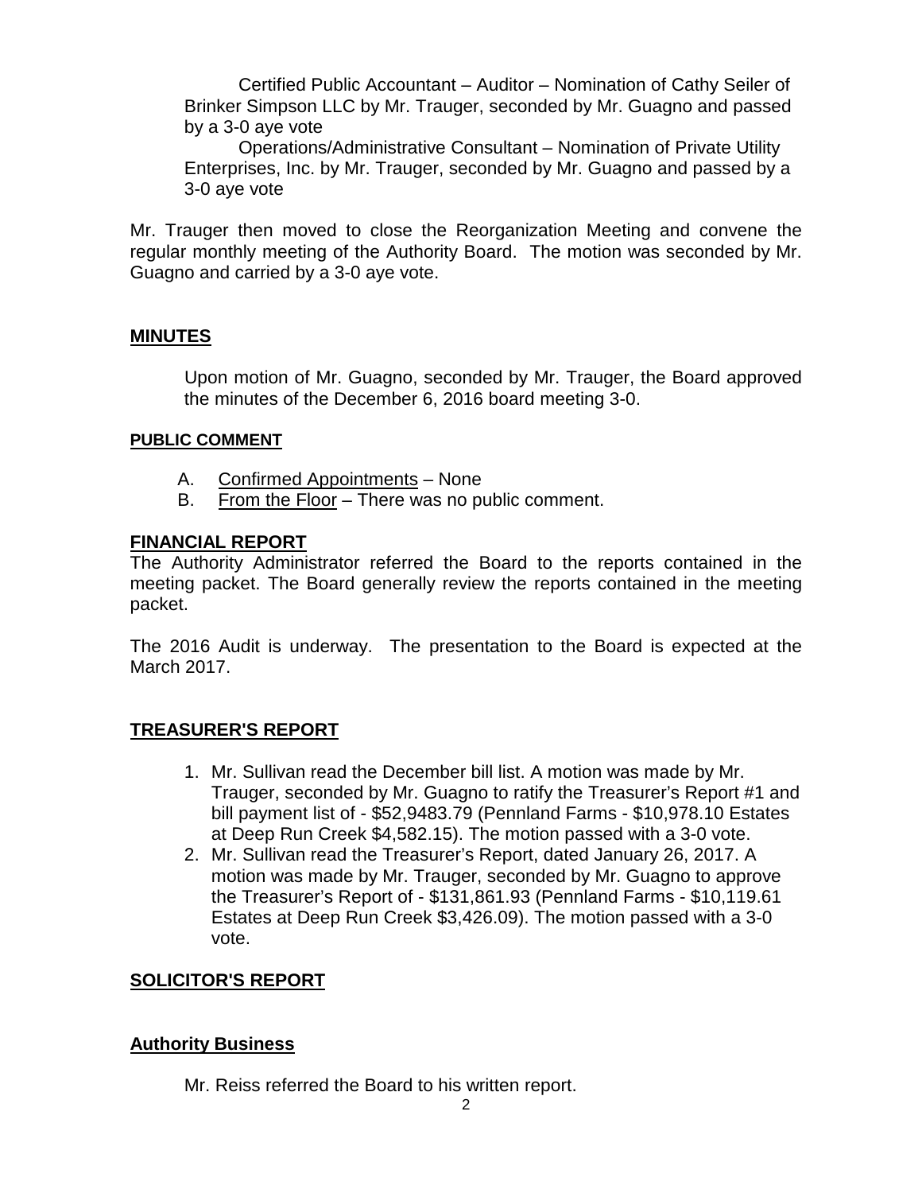Certified Public Accountant – Auditor – Nomination of Cathy Seiler of Brinker Simpson LLC by Mr. Trauger, seconded by Mr. Guagno and passed by a 3-0 aye vote

Operations/Administrative Consultant – Nomination of Private Utility Enterprises, Inc. by Mr. Trauger, seconded by Mr. Guagno and passed by a 3-0 aye vote

Mr. Trauger then moved to close the Reorganization Meeting and convene the regular monthly meeting of the Authority Board. The motion was seconded by Mr. Guagno and carried by a 3-0 aye vote.

## MINUTES

Upon motion of Mr. Guagno, seconded by Mr. Trauger, the Board approved the minutes of the December 6, 2016 board meeting 3-0.

### PUBLIC COMMENT

A. Confirmed Appointments – None
B. From the Floor – There was no public comment.

## FINANCIAL REPORT

The Authority Administrator referred the Board to the reports contained in the meeting packet. The Board generally review the reports contained in the meeting packet.

The 2016 Audit is underway. The presentation to the Board is expected at the March 2017.

## TREASURER'S REPORT

1. Mr. Sullivan read the December bill list. A motion was made by Mr. Trauger, seconded by Mr. Guagno to ratify the Treasurer's Report #1 and bill payment list of - $52,9483.79 (Pennland Farms - $10,978.10 Estates at Deep Run Creek $4,582.15). The motion passed with a 3-0 vote.
2. Mr. Sullivan read the Treasurer's Report, dated January 26, 2017. A motion was made by Mr. Trauger, seconded by Mr. Guagno to approve the Treasurer's Report of - $131,861.93 (Pennland Farms - $10,119.61 Estates at Deep Run Creek $3,426.09). The motion passed with a 3-0 vote.

## SOLICITOR'S REPORT

## Authority Business

Mr. Reiss referred the Board to his written report.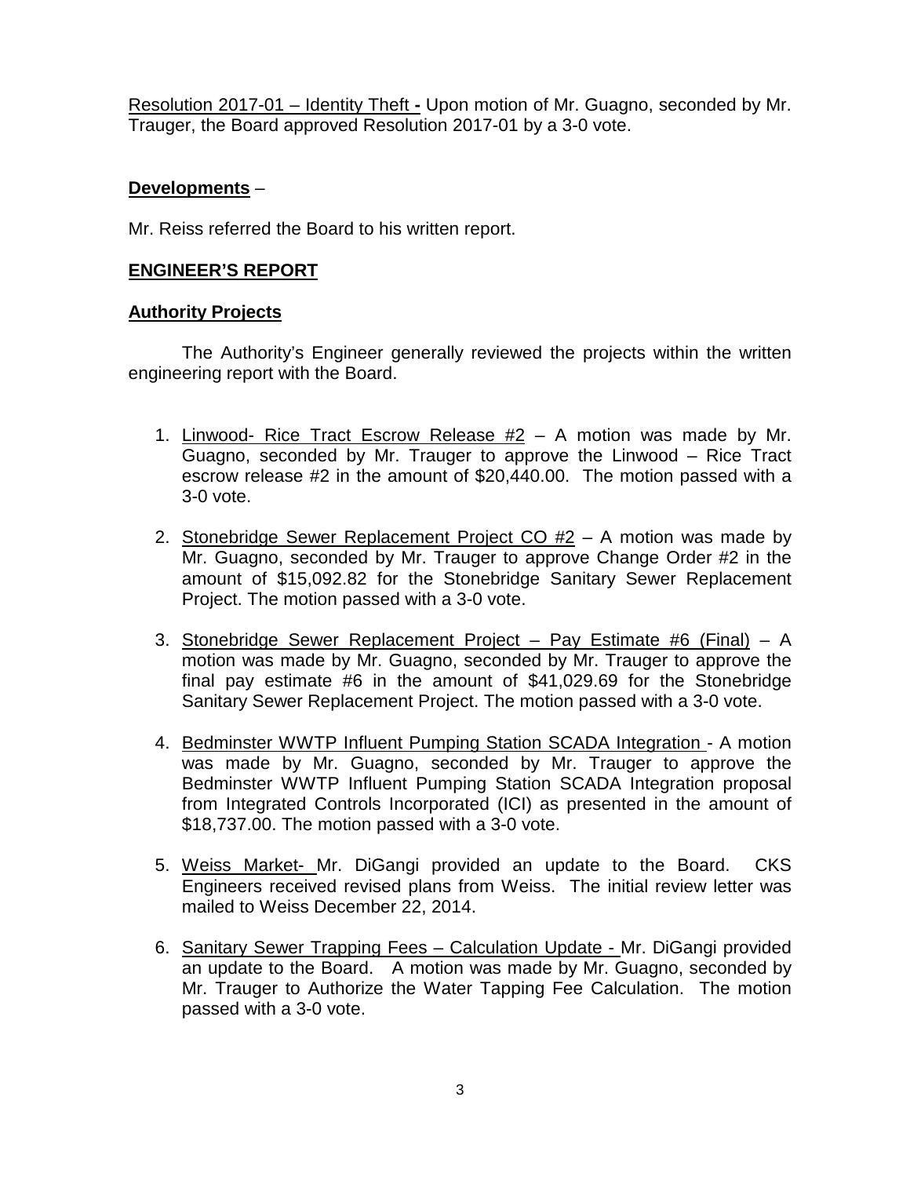Resolution 2017-01 – Identity Theft - Upon motion of Mr. Guagno, seconded by Mr. Trauger, the Board approved Resolution 2017-01 by a 3-0 vote.

**Developments** –

Mr. Reiss referred the Board to his written report.

## ENGINEER'S REPORT

### Authority Projects

The Authority's Engineer generally reviewed the projects within the written engineering report with the Board.

1. Linwood- Rice Tract Escrow Release #2 – A motion was made by Mr. Guagno, seconded by Mr. Trauger to approve the Linwood – Rice Tract escrow release #2 in the amount of $20,440.00. The motion passed with a 3-0 vote.

2. Stonebridge Sewer Replacement Project CO #2 – A motion was made by Mr. Guagno, seconded by Mr. Trauger to approve Change Order #2 in the amount of $15,092.82 for the Stonebridge Sanitary Sewer Replacement Project. The motion passed with a 3-0 vote.

3. Stonebridge Sewer Replacement Project – Pay Estimate #6 (Final) – A motion was made by Mr. Guagno, seconded by Mr. Trauger to approve the final pay estimate #6 in the amount of $41,029.69 for the Stonebridge Sanitary Sewer Replacement Project. The motion passed with a 3-0 vote.

4. Bedminster WWTP Influent Pumping Station SCADA Integration - A motion was made by Mr. Guagno, seconded by Mr. Trauger to approve the Bedminster WWTP Influent Pumping Station SCADA Integration proposal from Integrated Controls Incorporated (ICI) as presented in the amount of $18,737.00. The motion passed with a 3-0 vote.

5. Weiss Market- Mr. DiGangi provided an update to the Board. CKS Engineers received revised plans from Weiss. The initial review letter was mailed to Weiss December 22, 2014.

6. Sanitary Sewer Trapping Fees – Calculation Update - Mr. DiGangi provided an update to the Board. A motion was made by Mr. Guagno, seconded by Mr. Trauger to Authorize the Water Tapping Fee Calculation. The motion passed with a 3-0 vote.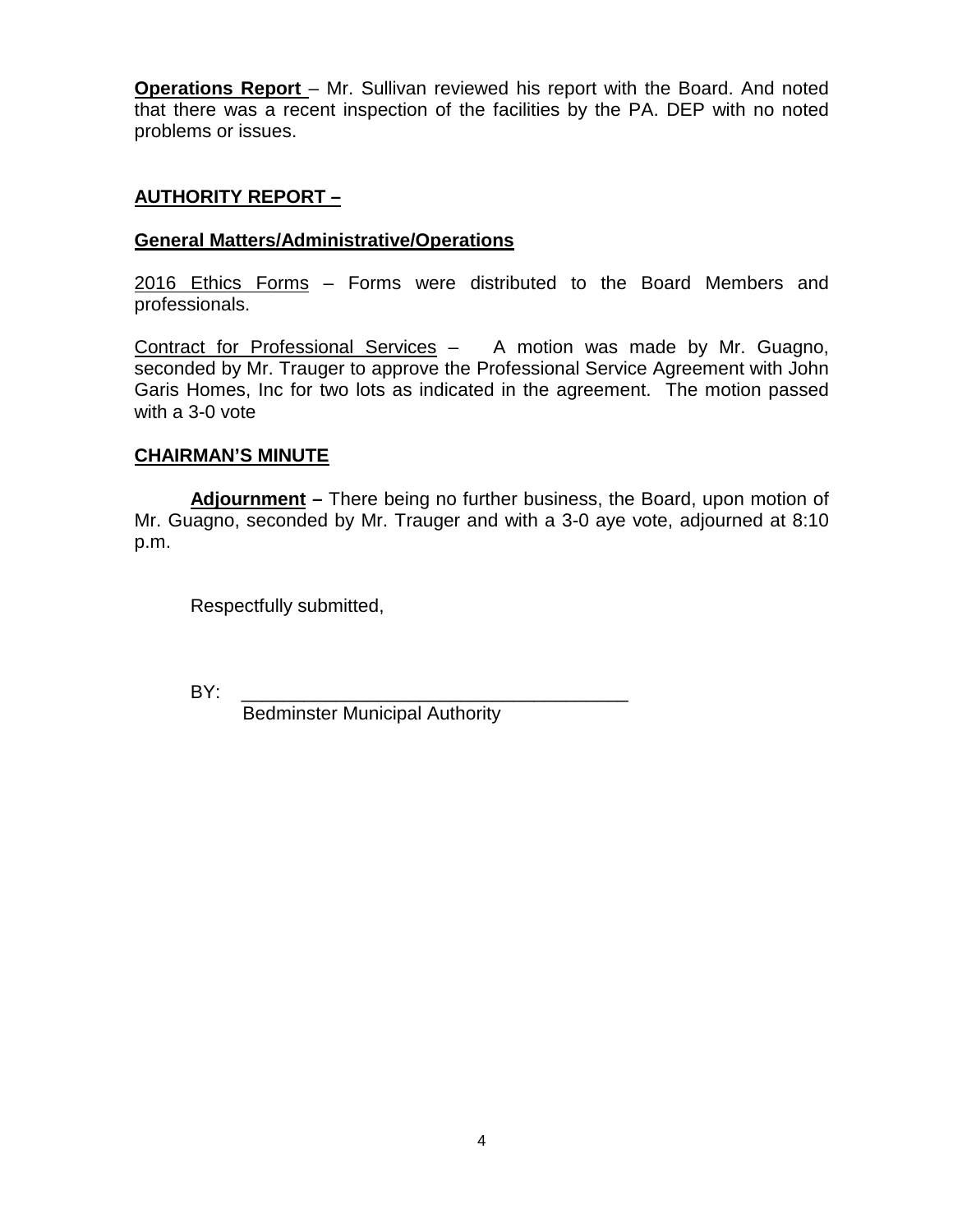**Operations Report** – Mr. Sullivan reviewed his report with the Board. And noted that there was a recent inspection of the facilities by the PA. DEP with no noted problems or issues.

## AUTHORITY REPORT –

### General Matters/Administrative/Operations

2016 Ethics Forms – Forms were distributed to the Board Members and professionals.

Contract for Professional Services – A motion was made by Mr. Guagno, seconded by Mr. Trauger to approve the Professional Service Agreement with John Garis Homes, Inc for two lots as indicated in the agreement. The motion passed with a 3-0 vote

### CHAIRMAN'S MINUTE

**Adjournment –** There being no further business, the Board, upon motion of Mr. Guagno, seconded by Mr. Trauger and with a 3-0 aye vote, adjourned at 8:10 p.m.

Respectfully submitted,

BY: ______________________________________
Bedminster Municipal Authority